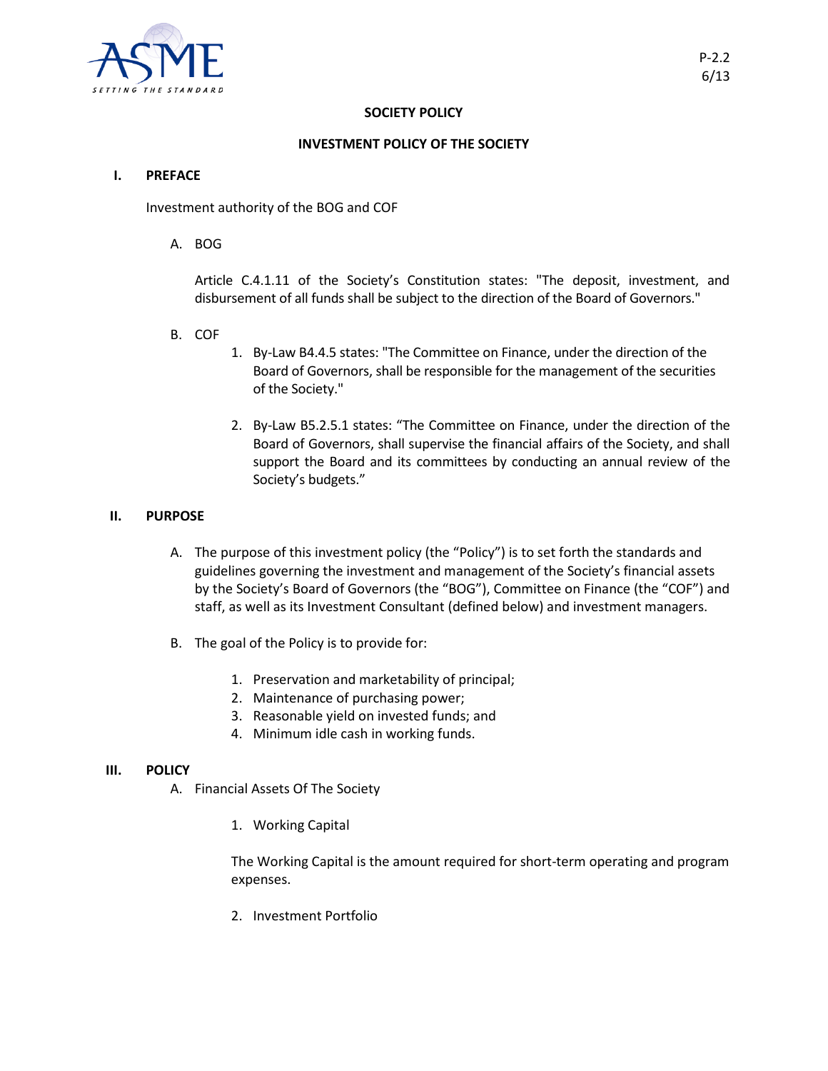P-2.2
6/13

# SOCIETY POLICY

## INVESTMENT POLICY OF THE SOCIETY

### I. PREFACE

Investment authority of the BOG and COF

A. BOG

Article C.4.1.11 of the Society's Constitution states: "The deposit, investment, and disbursement of all funds shall be subject to the direction of the Board of Governors."

B. COF

1. By-Law B4.4.5 states: "The Committee on Finance, under the direction of the Board of Governors, shall be responsible for the management of the securities of the Society."

2. By-Law B5.2.5.1 states: "The Committee on Finance, under the direction of the Board of Governors, shall supervise the financial affairs of the Society, and shall support the Board and its committees by conducting an annual review of the Society's budgets."

### II. PURPOSE

A. The purpose of this investment policy (the "Policy") is to set forth the standards and guidelines governing the investment and management of the Society's financial assets by the Society's Board of Governors (the "BOG"), Committee on Finance (the "COF") and staff, as well as its Investment Consultant (defined below) and investment managers.

B. The goal of the Policy is to provide for:

1. Preservation and marketability of principal;
2. Maintenance of purchasing power;
3. Reasonable yield on invested funds; and
4. Minimum idle cash in working funds.

### III. POLICY

A. Financial Assets Of The Society

1. Working Capital

The Working Capital is the amount required for short-term operating and program expenses.

2. Investment Portfolio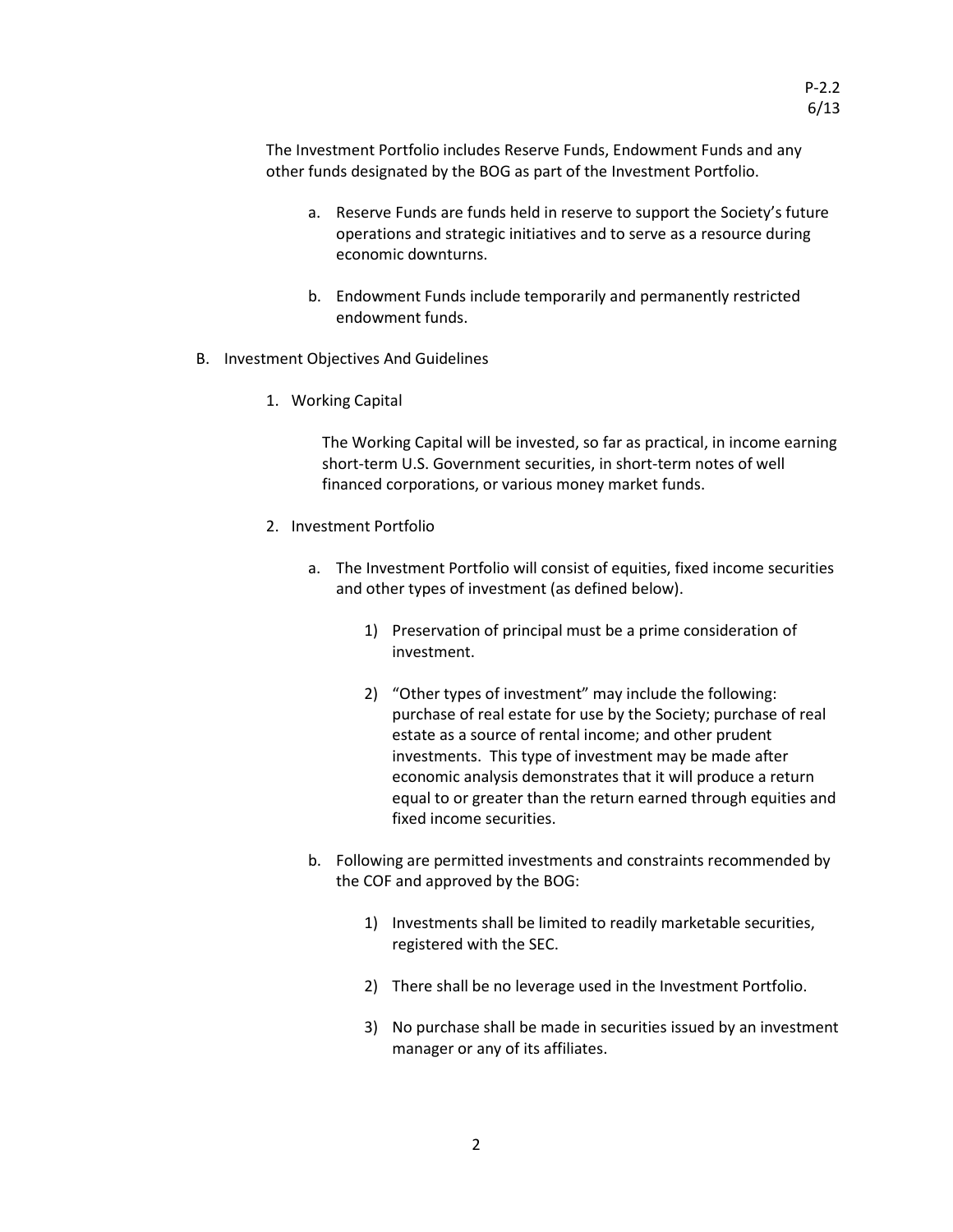The Investment Portfolio includes Reserve Funds, Endowment Funds and any other funds designated by the BOG as part of the Investment Portfolio.

a. Reserve Funds are funds held in reserve to support the Society's future operations and strategic initiatives and to serve as a resource during economic downturns.

b. Endowment Funds include temporarily and permanently restricted endowment funds.

B. Investment Objectives And Guidelines

1. Working Capital

   The Working Capital will be invested, so far as practical, in income earning short-term U.S. Government securities, in short-term notes of well financed corporations, or various money market funds.

2. Investment Portfolio

   a. The Investment Portfolio will consist of equities, fixed income securities and other types of investment (as defined below).

      1) Preservation of principal must be a prime consideration of investment.

      2) "Other types of investment" may include the following: purchase of real estate for use by the Society; purchase of real estate as a source of rental income; and other prudent investments. This type of investment may be made after economic analysis demonstrates that it will produce a return equal to or greater than the return earned through equities and fixed income securities.

   b. Following are permitted investments and constraints recommended by the COF and approved by the BOG:

      1) Investments shall be limited to readily marketable securities, registered with the SEC.

      2) There shall be no leverage used in the Investment Portfolio.

      3) No purchase shall be made in securities issued by an investment manager or any of its affiliates.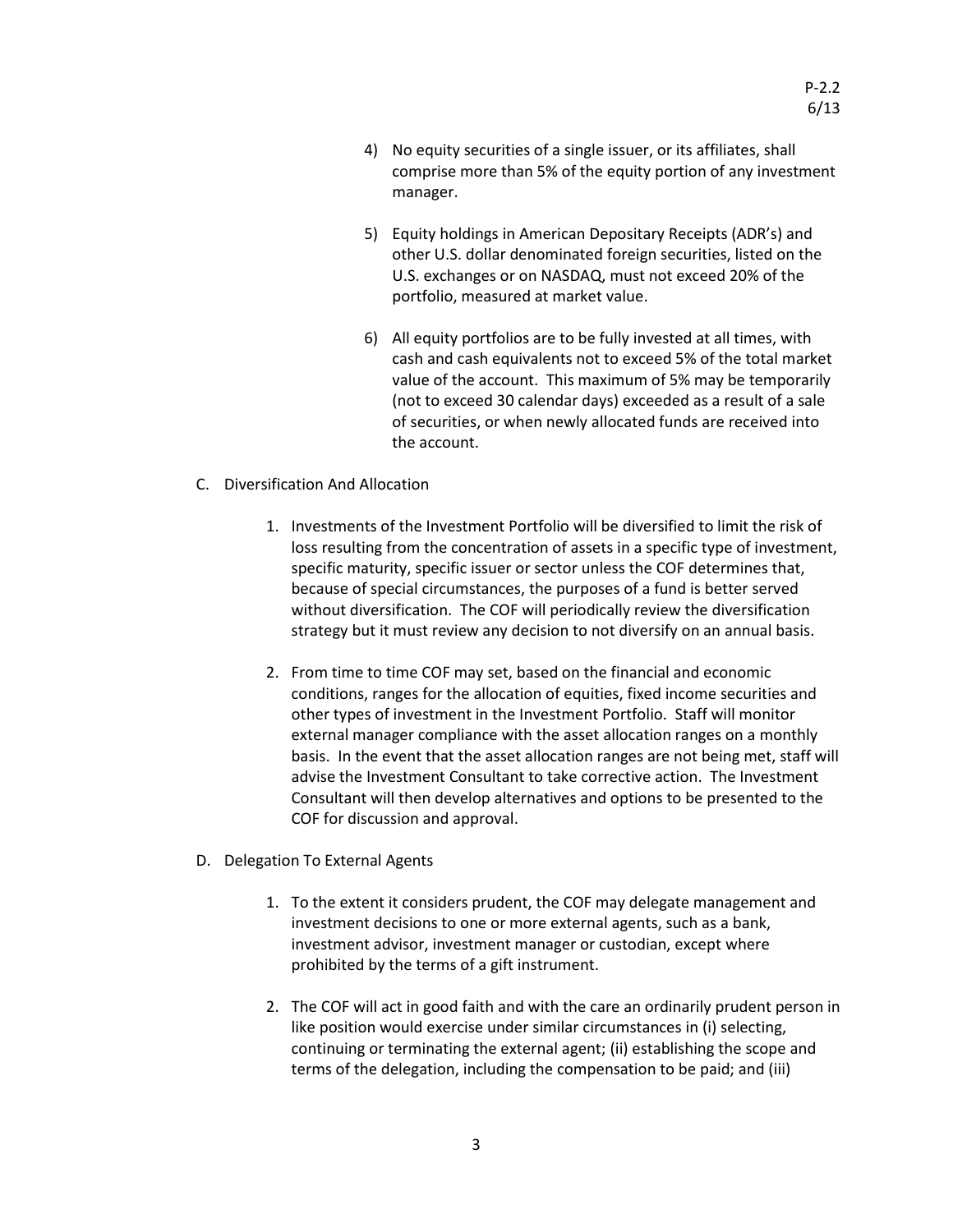4) No equity securities of a single issuer, or its affiliates, shall comprise more than 5% of the equity portion of any investment manager.

5) Equity holdings in American Depositary Receipts (ADR's) and other U.S. dollar denominated foreign securities, listed on the U.S. exchanges or on NASDAQ, must not exceed 20% of the portfolio, measured at market value.

6) All equity portfolios are to be fully invested at all times, with cash and cash equivalents not to exceed 5% of the total market value of the account. This maximum of 5% may be temporarily (not to exceed 30 calendar days) exceeded as a result of a sale of securities, or when newly allocated funds are received into the account.

C. Diversification And Allocation

1. Investments of the Investment Portfolio will be diversified to limit the risk of loss resulting from the concentration of assets in a specific type of investment, specific maturity, specific issuer or sector unless the COF determines that, because of special circumstances, the purposes of a fund is better served without diversification. The COF will periodically review the diversification strategy but it must review any decision to not diversify on an annual basis.

2. From time to time COF may set, based on the financial and economic conditions, ranges for the allocation of equities, fixed income securities and other types of investment in the Investment Portfolio. Staff will monitor external manager compliance with the asset allocation ranges on a monthly basis. In the event that the asset allocation ranges are not being met, staff will advise the Investment Consultant to take corrective action. The Investment Consultant will then develop alternatives and options to be presented to the COF for discussion and approval.

D. Delegation To External Agents

1. To the extent it considers prudent, the COF may delegate management and investment decisions to one or more external agents, such as a bank, investment advisor, investment manager or custodian, except where prohibited by the terms of a gift instrument.

2. The COF will act in good faith and with the care an ordinarily prudent person in like position would exercise under similar circumstances in (i) selecting, continuing or terminating the external agent; (ii) establishing the scope and terms of the delegation, including the compensation to be paid; and (iii)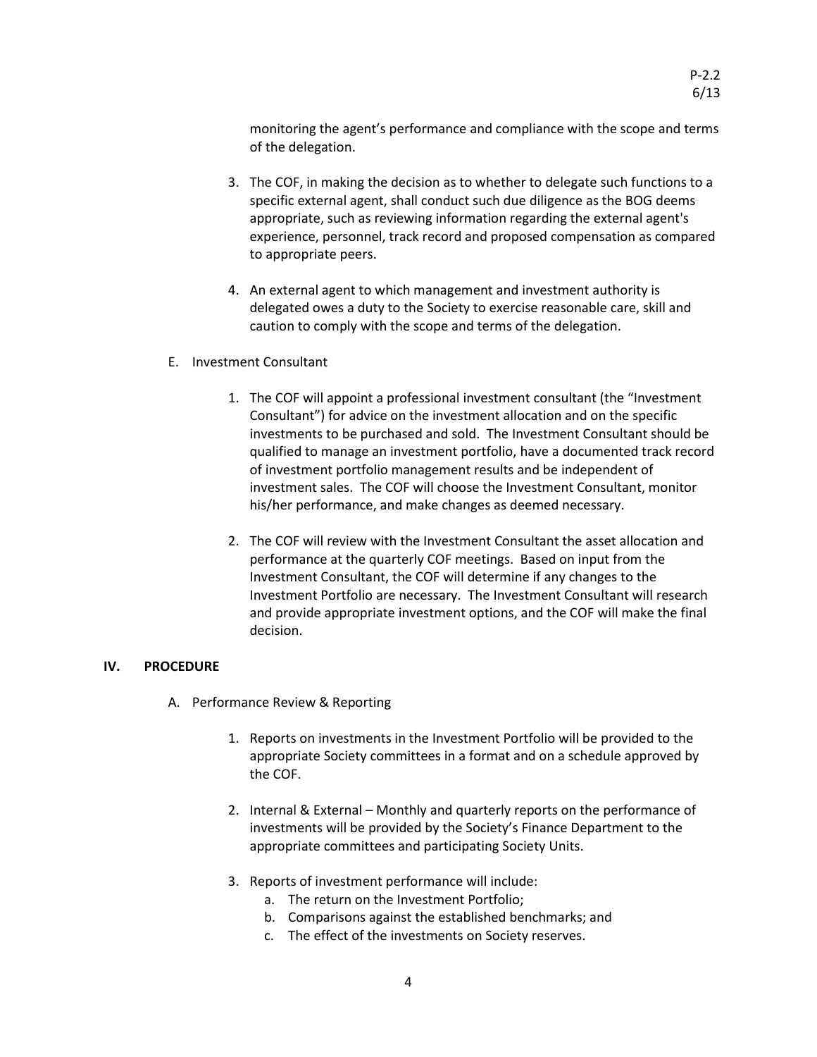monitoring the agent's performance and compliance with the scope and terms of the delegation.

3. The COF, in making the decision as to whether to delegate such functions to a specific external agent, shall conduct such due diligence as the BOG deems appropriate, such as reviewing information regarding the external agent's experience, personnel, track record and proposed compensation as compared to appropriate peers.

4. An external agent to which management and investment authority is delegated owes a duty to the Society to exercise reasonable care, skill and caution to comply with the scope and terms of the delegation.

E. Investment Consultant

1. The COF will appoint a professional investment consultant (the "Investment Consultant") for advice on the investment allocation and on the specific investments to be purchased and sold. The Investment Consultant should be qualified to manage an investment portfolio, have a documented track record of investment portfolio management results and be independent of investment sales. The COF will choose the Investment Consultant, monitor his/her performance, and make changes as deemed necessary.

2. The COF will review with the Investment Consultant the asset allocation and performance at the quarterly COF meetings. Based on input from the Investment Consultant, the COF will determine if any changes to the Investment Portfolio are necessary. The Investment Consultant will research and provide appropriate investment options, and the COF will make the final decision.

## IV. PROCEDURE

A. Performance Review & Reporting

1. Reports on investments in the Investment Portfolio will be provided to the appropriate Society committees in a format and on a schedule approved by the COF.

2. Internal & External – Monthly and quarterly reports on the performance of investments will be provided by the Society's Finance Department to the appropriate committees and participating Society Units.

3. Reports of investment performance will include:
   a. The return on the Investment Portfolio;
   b. Comparisons against the established benchmarks; and
   c. The effect of the investments on Society reserves.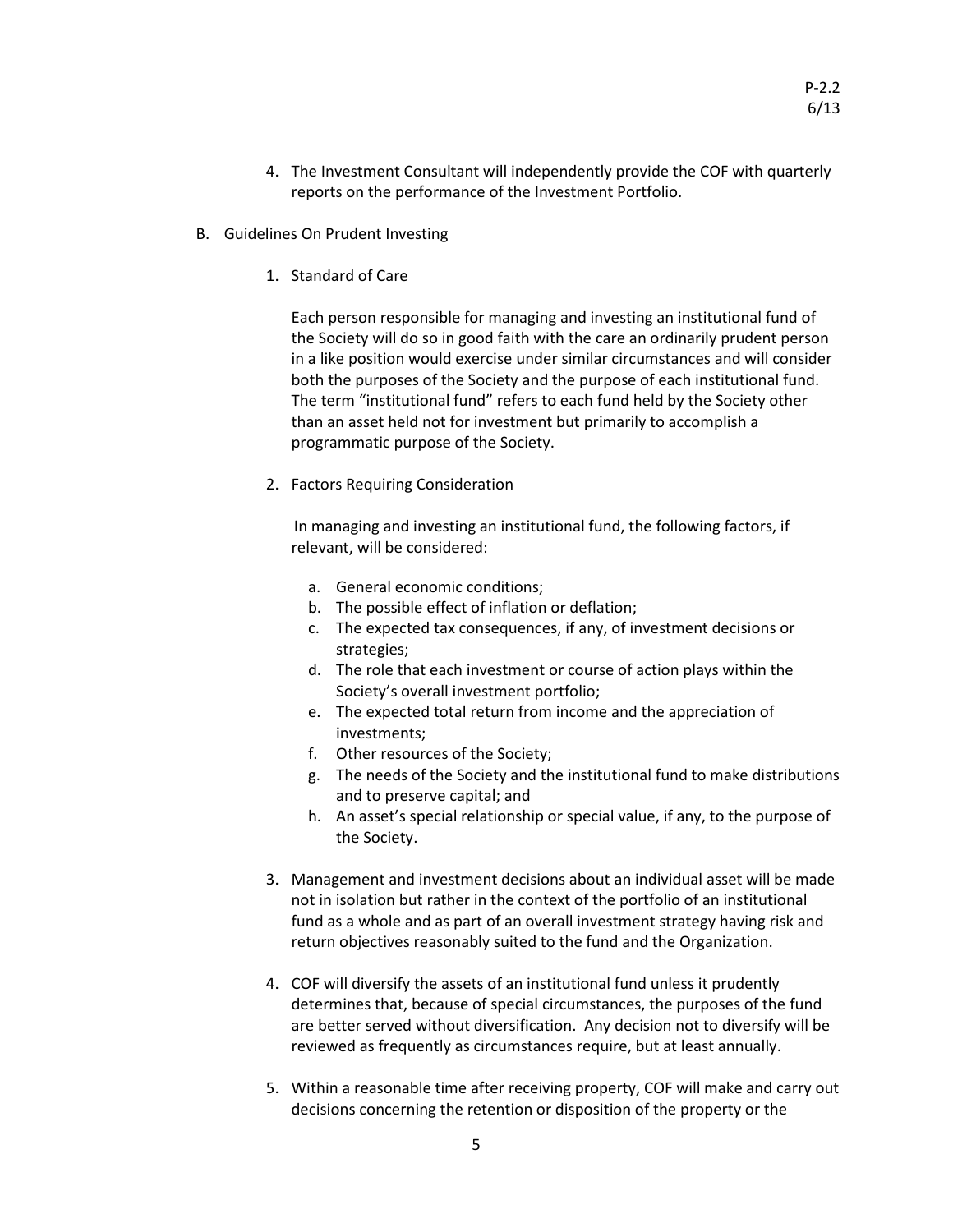4. The Investment Consultant will independently provide the COF with quarterly reports on the performance of the Investment Portfolio.

B. Guidelines On Prudent Investing

   1. Standard of Care

      Each person responsible for managing and investing an institutional fund of the Society will do so in good faith with the care an ordinarily prudent person in a like position would exercise under similar circumstances and will consider both the purposes of the Society and the purpose of each institutional fund. The term "institutional fund" refers to each fund held by the Society other than an asset held not for investment but primarily to accomplish a programmatic purpose of the Society.

   2. Factors Requiring Consideration

      In managing and investing an institutional fund, the following factors, if relevant, will be considered:

      a. General economic conditions;
      b. The possible effect of inflation or deflation;
      c. The expected tax consequences, if any, of investment decisions or strategies;
      d. The role that each investment or course of action plays within the Society's overall investment portfolio;
      e. The expected total return from income and the appreciation of investments;
      f. Other resources of the Society;
      g. The needs of the Society and the institutional fund to make distributions and to preserve capital; and
      h. An asset's special relationship or special value, if any, to the purpose of the Society.

   3. Management and investment decisions about an individual asset will be made not in isolation but rather in the context of the portfolio of an institutional fund as a whole and as part of an overall investment strategy having risk and return objectives reasonably suited to the fund and the Organization.

   4. COF will diversify the assets of an institutional fund unless it prudently determines that, because of special circumstances, the purposes of the fund are better served without diversification. Any decision not to diversify will be reviewed as frequently as circumstances require, but at least annually.

   5. Within a reasonable time after receiving property, COF will make and carry out decisions concerning the retention or disposition of the property or the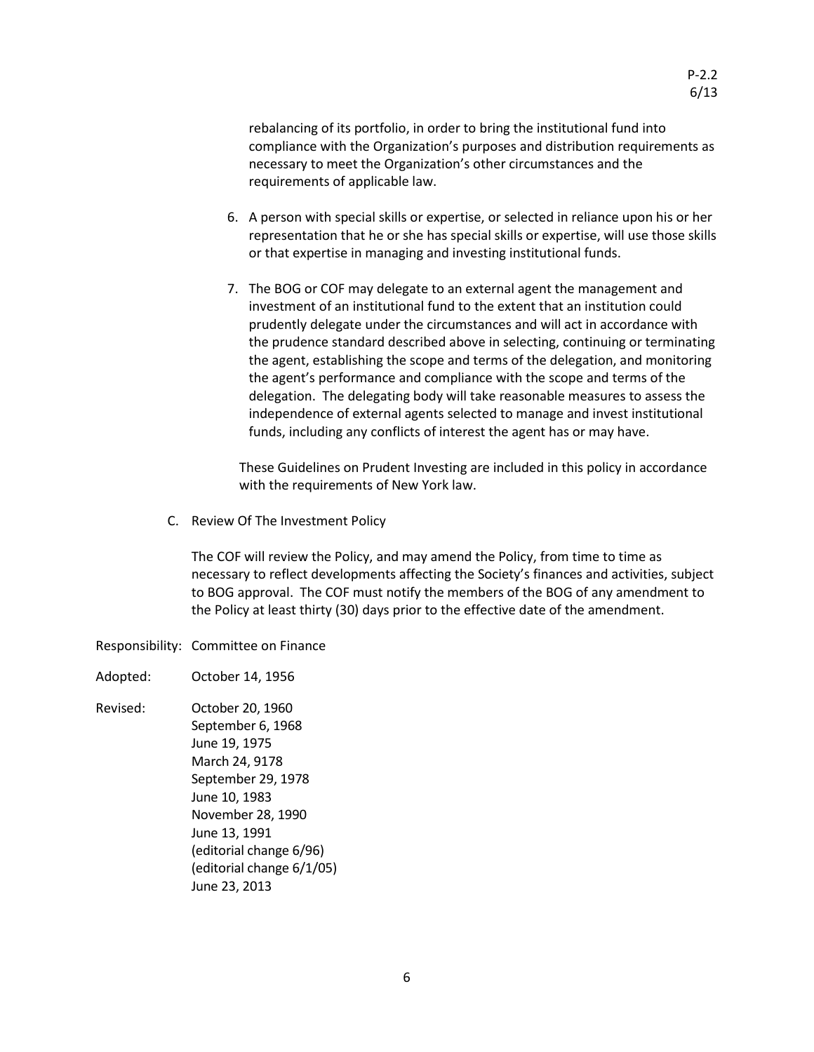rebalancing of its portfolio, in order to bring the institutional fund into compliance with the Organization's purposes and distribution requirements as necessary to meet the Organization's other circumstances and the requirements of applicable law.

6. A person with special skills or expertise, or selected in reliance upon his or her representation that he or she has special skills or expertise, will use those skills or that expertise in managing and investing institutional funds.

7. The BOG or COF may delegate to an external agent the management and investment of an institutional fund to the extent that an institution could prudently delegate under the circumstances and will act in accordance with the prudence standard described above in selecting, continuing or terminating the agent, establishing the scope and terms of the delegation, and monitoring the agent's performance and compliance with the scope and terms of the delegation. The delegating body will take reasonable measures to assess the independence of external agents selected to manage and invest institutional funds, including any conflicts of interest the agent has or may have.

These Guidelines on Prudent Investing are included in this policy in accordance with the requirements of New York law.

C. Review Of The Investment Policy

The COF will review the Policy, and may amend the Policy, from time to time as necessary to reflect developments affecting the Society's finances and activities, subject to BOG approval. The COF must notify the members of the BOG of any amendment to the Policy at least thirty (30) days prior to the effective date of the amendment.

Responsibility: Committee on Finance

Adopted: October 14, 1956

Revised: October 20, 1960
September 6, 1968
June 19, 1975
March 24, 9178
September 29, 1978
June 10, 1983
November 28, 1990
June 13, 1991
(editorial change 6/96)
(editorial change 6/1/05)
June 23, 2013